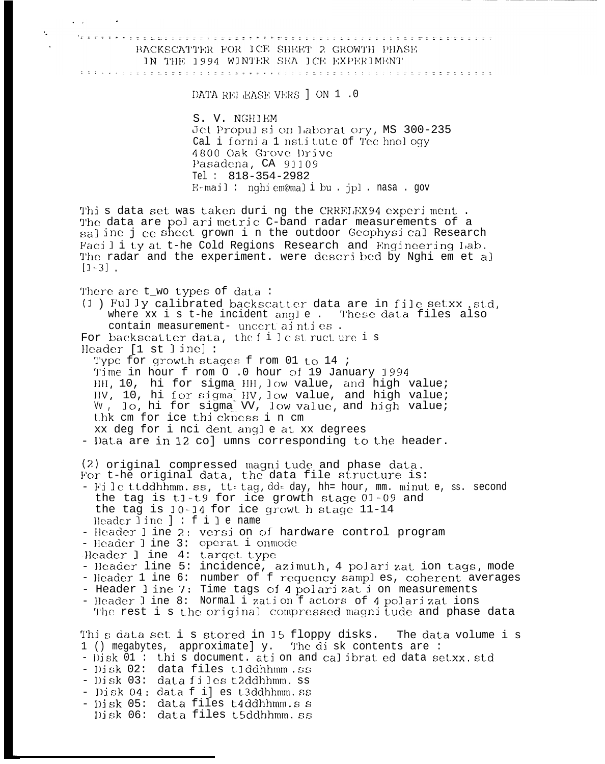# BACKSCATTER FOR ICE SHEET 2 GROWTH PHASE IN THE 1994 WINTER SEA ICE EXPERIMENT

DATA RELEASE VERSION 1.0

S. V. NGHIEM
Jet Propulsion Laboratory, MS 300-235
California Institute of Technology
4800 Oak Grove Drive
Pasadena, CA 91109
Tel: 818-354-2982
E-mail: nghiem@malibu.jpl.nasa.gov

This data set was taken during the CRRELEX94 experiment. The data are polarimetric C-band radar measurements of a saline ice sheet grown in the outdoor Geophysical Research Facility at the Cold Regions Research and Engineering Lab. The radar and the experiment. were described by Nghiem et al [1-3].

There are two types of data:

(1) Fully calibrated backscatter data are in file setxx.std, where xx is the incident angle. These data files also contain measurement- uncertainties.

For backscatter data, the file structure is
Header [1st line]:
- Type for growth stages from 01 to 14;
- Time in hour from 0.0 hour of 19 January 1994
- HH, 10, hi for sigma_HH, low value, and high value;
- HV, 10, hi for sigma_HV, low value, and high value;
- VV, lo, hi for sigma_VV, low value, and high value;
- thk cm for ice thickness in cm
- xx deg for incident angle at xx degrees

- Data are in 12 columns corresponding to the header.

(2) original compressed magnitude and phase data.
For the original data, the data file structure is:
- File ttddhhmm.ss, tt= tag, dd= day, hh= hour, mm. minute, ss. second
  the tag is t1-t9 for ice growth stage 01-09 and
  the tag is 10-14 for ice growth stage 11-14
  Header line 1: file name
- Header line 2: version of hardware control program
- Header line 3: operationmode
- Header line 4: target type
- Header line 5: incidence, azimuth, 4 polarization tags, mode
- Header line 6: number of frequency samples, coherent averages
- Header line 7: Time tags of 4 polarization measurements
- Header line 8: Normalization factors of 4 polarizations
  The rest is the original compressed magnitude and phase data

This data set is stored in 15 floppy disks. The data volume is 10 megabytes, approximately. The disk contents are:
- Disk 01: this documentation and calibrated data setxx.std
- Disk 02: data files t1ddhhmm.ss
- Disk 03: data files t2ddhhmm.ss
- Disk 04: data files t3ddhhmm.ss
- Disk 05: data files t4ddhhmm.ss
- Disk 06: data files t5ddhhmm.ss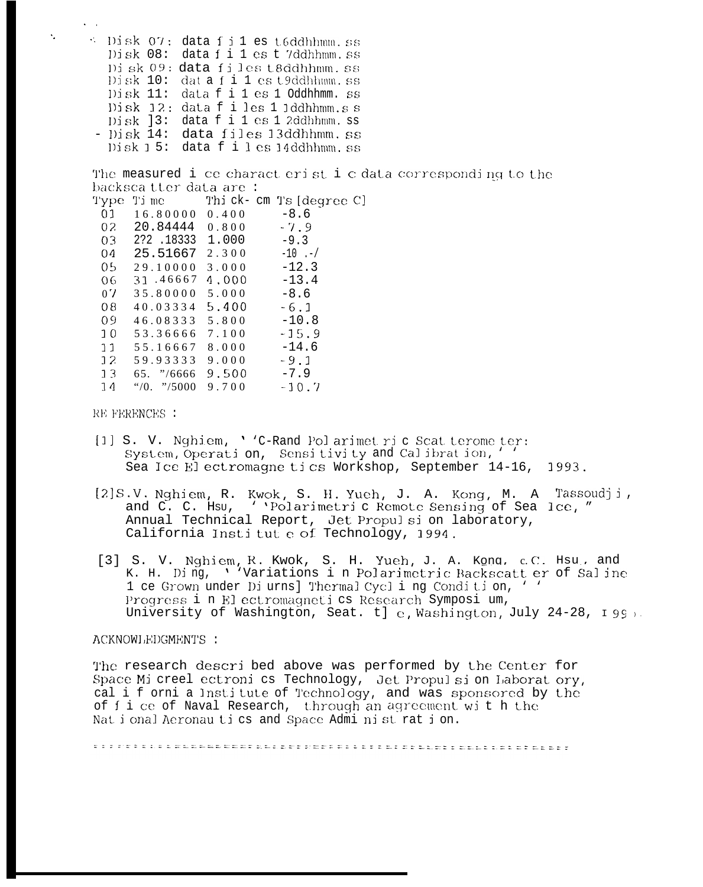Disk 07: data files t6ddhhmm.ss
Disk 08: data files t7ddhhmm.ss
Disk 09: data files t8ddhhmm.ss
Disk 10: data files t9ddhhmm.ss
Disk 11: data files 10ddhhmm.ss
Disk 12: data files 11ddhhmm.ss
Disk 13: data files 12ddhhmm.ss
Disk 14: data files 13ddhhmm.ss
Disk 15: data files 14ddhhmm.ss

The measured ice characteristic data corresponding to the backscatter data are:

| Type | Time | Thick-cm | Ts [degree C] |
|---|---|---|---|
| 01 | 16.80000 | 0.400 | -8.6 |
| 02 | 20.84444 | 0.800 | -7.9 |
| 03 | 22.18333 | 1.000 | -9.3 |
| 04 | 25.51667 | 2.300 | -10.-/ |
| 05 | 29.10000 | 3.000 | -12.3 |
| 06 | 31.46667 | 4.000 | -13.4 |
| 07 | 35.80000 | 5.000 | -8.6 |
| 08 | 40.03334 | 5.400 | -6.1 |
| 09 | 46.08333 | 5.800 | -10.8 |
| 10 | 53.36666 | 7.100 | -15.9 |
| 11 | 55.16667 | 8.000 | -14.6 |
| 12 | 59.93333 | 9.000 | -9.1 |
| 13 | 65.76666 | 9.500 | -7.9 |
| 14 | 70.75000 | 9.700 | -10.7 |

REFERENCES:

[1] S. V. Nghiem, "C-Band Polarimetric Scatterometer: System, Operation, Sensitivity and Calibration," Sea Ice Electromagnetics Workshop, September 14-16, 1993.

[2] S.V. Nghiem, R. Kwok, S. H. Yueh, J. A. Kong, M. A Tassoudji, and C. C. Hsu, "Polarimetric Remote Sensing of Sea Ice," Annual Technical Report, Jet Propulsion laboratory, California Institute of Technology, 1994.

[3] S. V. Nghiem, R. Kwok, S. H. Yueh, J. A. Kong, C.C. Hsu, and K. H. Ding, "Variations in Polarimetric Backscatter of Saline Ice Grown under Diurnal Thermal Cycling Condition," Progress in Electromagnetics Research Symposium, University of Washington, Seattle, Washington, July 24-28, 199.

ACKNOWLEDGMENTS:

The research described above was performed by the Center for Space Microelectronics Technology, Jet Propulsion Laboratory, California Institute of Technology, and was sponsored by the Office of Naval Research, through an agreement with the National Aeronautics and Space Administration.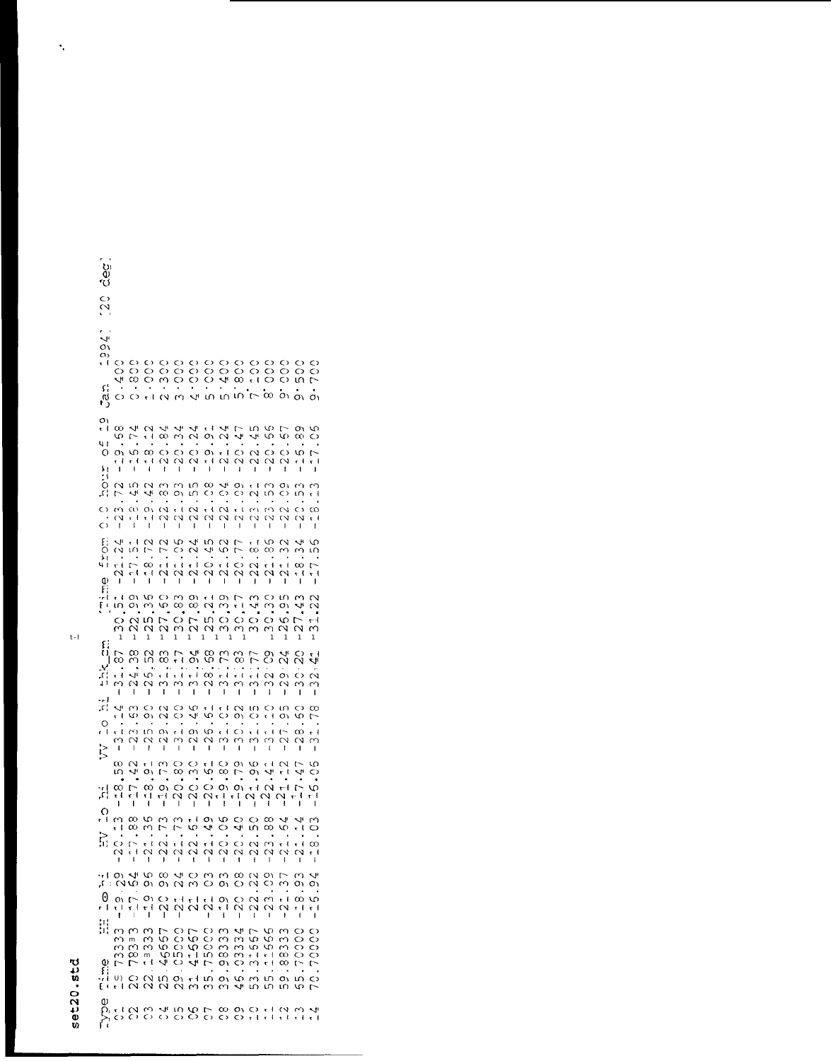**set20.std**

Time from 0.0 hour of 19 Jan 1994, 20 deg

| Type | Time | HH | lo | hi | HV | lo | hi | VV | lo | hi | thk_cm |
|---|---|---|---|---|---|---|---|---|---|---|---|
| 01 | 15.73333 | -19.29 | -20.13 | -18.58 | -31.14 | -31.87 | -30.51 | -21.24 | -23.72 | -19.68 | 0.400 |
| 02 | 20.78333 | -17.64 | -17.88 | -17.42 | -23.63 | -24.38 | -22.99 | -17.51 | -18.45 | -15.74 | 0.800 |
| 03 | 22.13333 | -19.96 | -21.35 | -18.91 | -25.90 | -26.52 | -25.36 | -18.72 | -19.42 | -18.12 | 1.000 |
| 04 | 25.46667 | -20.98 | -22.73 | -19.73 | -29.22 | -31.83 | -27.50 | -21.72 | -22.83 | -20.84 | 2.300 |
| 05 | 29.05000 | -21.24 | -21.73 | -20.80 | -31.00 | -31.17 | -30.83 | -21.06 | -21.93 | -20.34 | 3.000 |
| 06 | 31.41667 | -21.30 | -22.51 | -20.30 | -29.46 | -31.94 | -27.89 | -21.24 | -22.55 | -20.24 | 4.000 |
| 07 | 35.75000 | -21.03 | -21.49 | -20.61 | -26.61 | -28.68 | -25.21 | -20.45 | -21.08 | -19.91 | 5.000 |
| 08 | 39.98333 | -19.93 | -20.06 | -19.80 | -31.01 | -31.73 | -30.39 | -21.52 | -22.04 | -21.24 | 5.400 |
| 09 | 46.03334 | -20.08 | -20.40 | -19.79 | -30.92 | -31.83 | -30.17 | -20.77 | -21.09 | -20.47 | 5.800 |
| 10 | 53.31667 | -22.22 | -22.50 | -21.96 | -31.05 | -31.77 | -30.43 | -22.81 | -23.21 | -22.45 | 7.100 |
| 11 | 55.11666 | -23.09 | -23.88 | -22.41 | -31.10 | -32.09 | -30.30 | -21.86 | -23.53 | -20.66 | 8.000 |
| 12 | 59.88333 | -21.37 | -21.64 | -21.12 | -27.95 | -29.24 | -26.95 | -21.32 | -22.09 | -20.67 | 9.000 |
| 13 | 65.70000 | -18.93 | -21.14 | -17.47 | -28.60 | -30.20 | -27.43 | -18.34 | -20.53 | -16.89 | 9.500 |
| 14 | 70.70000 | -15.94 | -18.03 | -16.05 | -31.78 | -32.41 | -31.22 | -17.56 | -18.13 | -17.05 | 9.700 |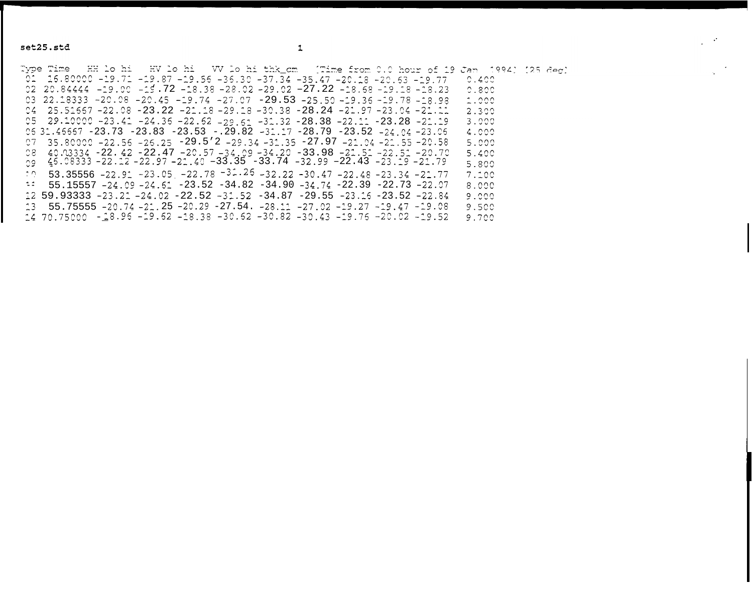set25.std

Type Time HH lo hi HV lo hi VV lo hi thk_cm [Time from 0.0 hour of 19 Jan 1994] [25 deg]

| Type | Time | HH | lo | hi | HV | lo | hi | VV | lo | hi | thk_cm |
|---|---|---|---|---|---|---|---|---|---|---|---|
| 01 | 16.80000 | -19.71 | -19.87 | -19.56 | -36.30 | -37.34 | -35.47 | -20.18 | -20.63 | -19.77 | 0.400 |
| 02 | 20.84444 | -19.00 | -19.72 | -18.38 | -28.02 | -29.02 | -27.22 | -18.68 | -19.18 | -18.23 | 0.800 |
| 03 | 22.18333 | -20.08 | -20.45 | -19.74 | -27.07 | -29.53 | -25.50 | -19.36 | -19.78 | -18.98 | 1.000 |
| 04 | 25.51667 | -22.08 | -23.22 | -21.18 | -29.18 | -30.38 | -28.24 | -21.97 | -23.04 | -21.11 | 2.300 |
| 05 | 29.10000 | -23.41 | -24.36 | -22.62 | -29.61 | -31.32 | -28.38 | -22.11 | -23.28 | -21.19 | 3.000 |
| 06 | 31.46667 | -23.73 | -23.83 | -23.53 | -.29.82 | -31.17 | -28.79 | -23.52 | -24.04 | -23.06 | 4.000 |
| 07 | 35.80000 | -22.56 | -26.25 | -29.5'2 | -29.34 | -31.35 | -27.97 | -21.04 | -21.55 | -20.58 | 5.000 |
| 08 | 40.03334 | -22.42 | -22.47 | -20.57 | -34.09 | -34.20 | -33.98 | -21.51 | -22.51 | -20.70 | 5.400 |
| 09 | 46.08333 | -22.12 | -22.97 | -21.40 | -33.35 | -33.74 | -32.99 | -22.43 | -23.19 | -21.79 | 5.800 |
| 10 | 53.35556 | -22.91 | -23.05 | -22.78 | -31.26 | -32.22 | -30.47 | -22.48 | -23.34 | -21.77 | 7.100 |
| 11 | 55.15557 | -24.09 | -24.61 | -23.52 | -34.82 | -34.90 | -34.74 | -22.39 | -22.73 | -22.07 | 8.000 |
| 12 | 59.93333 | -23.21 | -24.02 | -22.52 | -31.52 | -34.87 | -29.55 | -23.16 | -23.52 | -22.84 | 9.000 |
| 13 | 55.75555 | -20.74 | -21.25 | -20.29 | -27.54. | -28.11 | -27.02 | -19.27 | -19.47 | -19.08 | 9.500 |
| 14 | 70.75000 | -18.96 | -19.62 | -18.38 | -30.62 | -30.82 | -30.43 | -19.76 | -20.02 | -19.52 | 9.700 |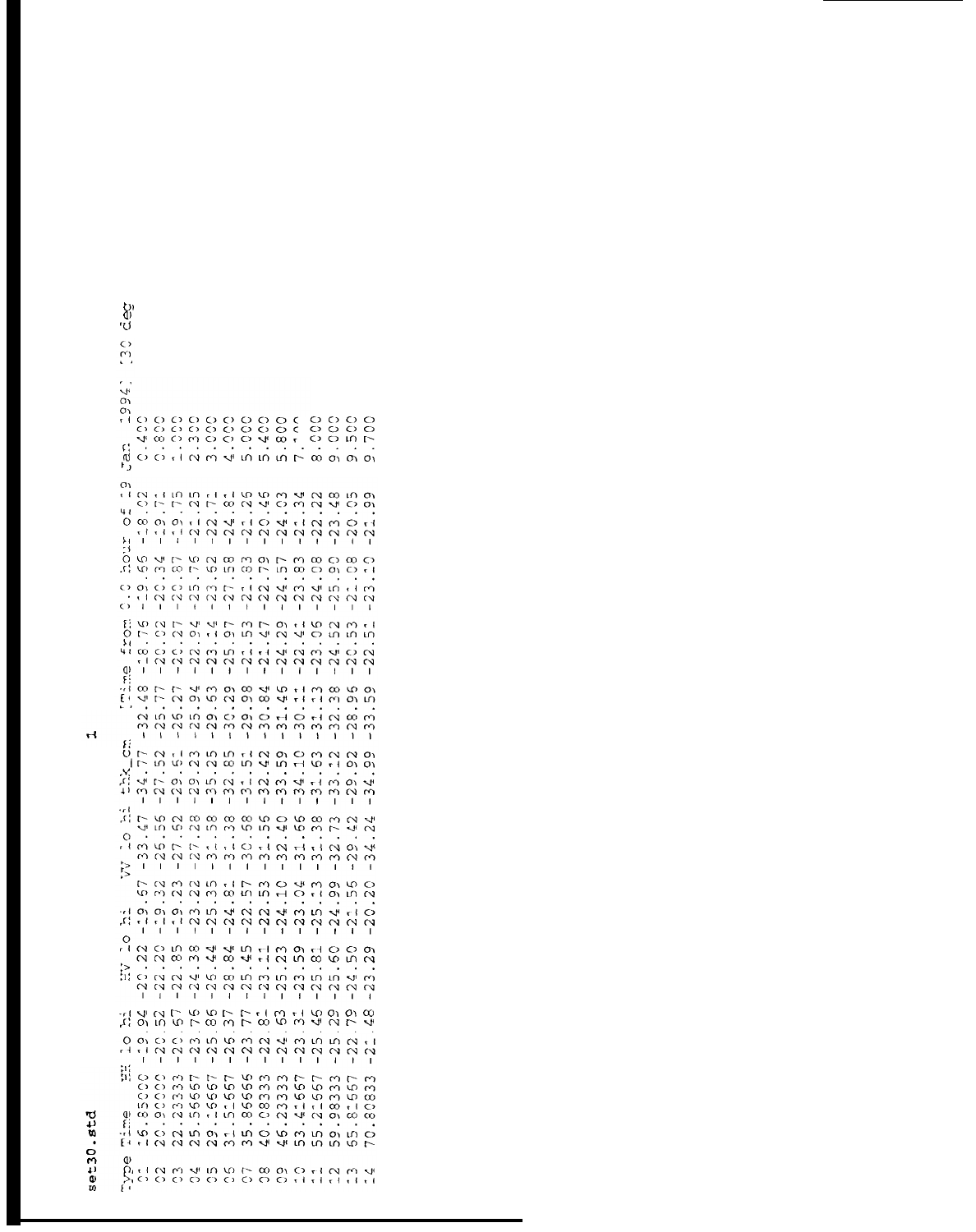set30.std

Type Time HH lo hi HV lo hi VV lo hi thk_cm (Time from 0.0 hour of 19 Jan 1994) (30 deg)

| Type | Time | HH | lo | hi | HV | lo | hi | VV | lo | hi | thk_cm |
|---|---|---|---|---|---|---|---|---|---|---|---|
| 01 | 16.85000 | -19.94 | -20.22 | -19.67 | -33.47 | -34.77 | -32.48 | -18.76 | -19.66 | -18.02 | 0.400 |
| 02 | 20.90000 | -20.52 | -22.20 | -19.32 | -26.56 | -27.52 | -25.77 | -20.02 | -20.34 | -19.71 | 0.800 |
| 03 | 22.23333 | -20.67 | -22.85 | -19.23 | -27.62 | -29.61 | -26.27 | -20.27 | -20.87 | -19.75 | 1.000 |
| 04 | 25.56667 | -23.76 | -24.38 | -23.22 | -27.28 | -29.23 | -25.94 | -22.94 | -25.76 | -21.25 | 2.300 |
| 05 | 29.16667 | -25.86 | -25.44 | -25.35 | -31.58 | -35.25 | -29.63 | -23.14 | -23.62 | -22.71 | 3.000 |
| 06 | 31.51667 | -26.37 | -28.84 | -24.81 | -31.38 | -32.85 | -30.29 | -25.97 | -27.58 | -24.81 | 4.000 |
| 07 | 35.86666 | -23.77 | -25.45 | -22.57 | -30.68 | -31.51 | -29.98 | -21.53 | -21.83 | -21.25 | 5.000 |
| 08 | 40.08333 | -22.81 | -23.11 | -22.53 | -31.56 | -32.42 | -30.84 | -21.47 | -22.79 | -20.46 | 5.400 |
| 09 | 46.23333 | -24.63 | -25.23 | -24.10 | -32.40 | -33.59 | -31.46 | -24.29 | -24.57 | -24.03 | 5.800 |
| 10 | 53.41667 | -23.31 | -23.59 | -23.04 | -31.66 | -34.10 | -30.11 | -22.41 | -23.83 | -21.34 | 7.100 |
| 11 | 55.21667 | -25.46 | -25.81 | -25.13 | -31.38 | -31.63 | -31.13 | -23.05 | -24.08 | -22.22 | 8.000 |
| 12 | 59.98333 | -25.29 | -25.60 | -24.99 | -32.73 | -33.12 | -32.38 | -24.52 | -25.90 | -23.48 | 9.000 |
| 13 | 65.81667 | -22.79 | -24.50 | -21.56 | -29.42 | -29.92 | -28.96 | -20.53 | -21.08 | -20.05 | 9.500 |
| 14 | 70.80833 | -21.48 | -23.29 | -20.20 | -34.24 | -34.99 | -33.59 | -22.51 | -23.10 | -21.99 | 9.700 |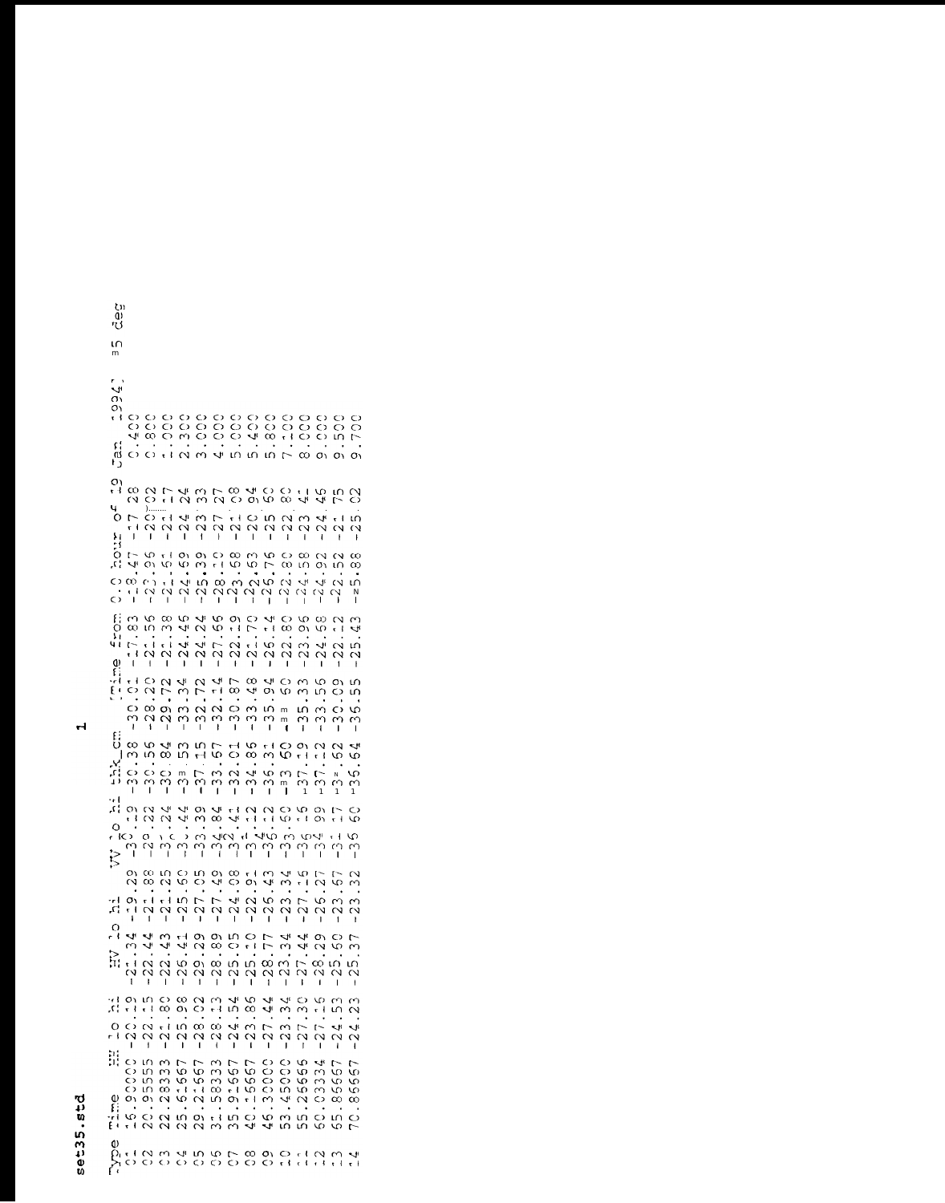**set35.std**

Type Time HH lo hi HV lo hi VV lo hi thk_cm (Time from 0.0 hour of 19 Jan 1994) 35 deg

| Type | Time | HH lo | HH hi | HV lo | HV hi | VV lo | VV hi | thk_cm |
|---|---|---|---|---|---|---|---|---|
| 01 | 16.90000 | -20.19 | -21.34 | -19.29 | -30.19 | -30.38 | -30.01 | -17.83 | -18.47 | -17.28 | 0.400 |
| 02 | 20.95555 | -22.15 | -22.44 | -21.88 | -29.22 | -30.56 | -28.20 | -21.56 | -23.96 | -20.02 | 0.800 |
| 03 | 22.28333 | -21.80 | -22.43 | -21.25 | -30.24 | -30.84 | -29.72 | -21.38 | -21.51 | -21.17 | 1.000 |
| 04 | 25.51667 | -25.98 | -26.41 | -25.60 | -33.44 | -33.53 | -33.34 | -24.46 | -24.69 | -24.24 | 2.300 |
| 05 | 29.21667 | -28.02 | -29.29 | -27.05 | -33.39 | -37.15 | -32.72 | -24.24 | -25.39 | -23.33 | 3.000 |
| 06 | 31.58333 | -28.13 | -28.89 | -27.49 | -34.84 | -33.67 | -32.14 | -27.66 | -28.10 | -27.27 | 4.000 |
| 07 | 35.91667 | -24.54 | -25.05 | -24.08 | -32.41 | -32.01 | -30.87 | -22.19 | -23.68 | -21.08 | 5.000 |
| 08 | 40.15667 | -23.86 | -25.10 | -22.91 | -34.12 | -34.86 | -33.48 | -21.70 | -22.63 | -20.94 | 5.400 |
| 09 | 46.30000 | -27.44 | -28.77 | -26.43 | -36.12 | -36.31 | -35.94 | -26.14 | -26.76 | -25.60 | 5.800 |
| 10 | 53.45000 | -23.34 | -23.34 | -23.34 | -33.60 | -33.60 | -33.60 | -22.80 | -22.80 | -22.80 | 7.100 |
| 11 | 55.26666 | -27.30 | -27.44 | -27.16 | -36.15 | -37.19 | -35.33 | -23.96 | -24.58 | -23.41 | 8.000 |
| 12 | 60.03334 | -27.16 | -28.29 | -26.27 | -34.99 | -37.12 | -33.56 | -24.58 | -24.92 | -24.46 | 9.000 |
| 13 | 65.86667 | -24.53 | -25.60 | -23.67 | -31.17 | -32.62 | -30.09 | -22.12 | -22.52 | -21.75 | 9.500 |
| 14 | 70.86667 | -24.23 | -25.37 | -23.32 | -35.60 | -36.64 | -36.55 | -25.43 | -25.88 | -25.02 | 9.700 |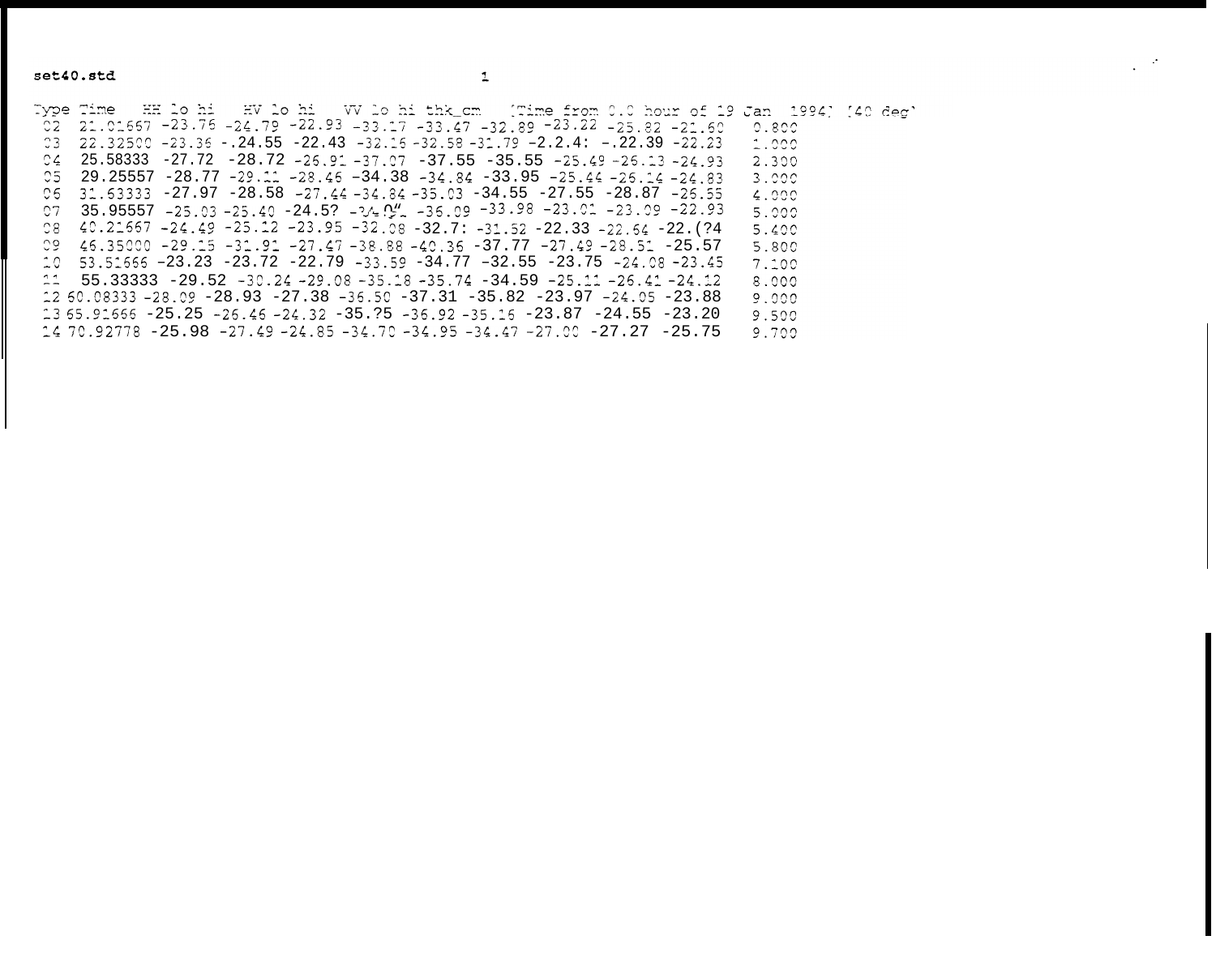set40.std

| Type | Time | HH lo hi | | | HV lo hi | | | VV lo hi | | | thk_cm |
|---|---|---|---|---|---|---|---|---|---|---|---|
| 02 | 21.01667 | -23.76 | -24.79 | -22.93 | -33.17 | -33.47 | -32.89 | -23.22 | -25.82 | -21.60 | 0.800 |
| 03 | 22.32500 | -23.36 | -.24.55 | -22.43 | -32.16 | -32.58 | -31.79 | -2.2.4: | -.22.39 | -22.23 | 1.000 |
| 04 | 25.58333 | -27.72 | -28.72 | -26.91 | -37.07 | -37.55 | -35.55 | -25.49 | -26.13 | -24.93 | 2.300 |
| 05 | 29.25557 | -28.77 | -29.11 | -28.46 | -34.38 | -34.84 | -33.95 | -25.44 | -26.14 | -24.83 | 3.000 |
| 06 | 31.63333 | -27.97 | -28.58 | -27.44 | -34.84 | -35.03 | -34.55 | -27.55 | -28.87 | -26.55 | 4.000 |
| 07 | 35.95557 | -25.03 | -25.40 | -24.5? | -34.04 | -36.09 | -33.98 | -23.01 | -23.09 | -22.93 | 5.000 |
| 08 | 40.21667 | -24.49 | -25.12 | -23.95 | -32.08 | -32.7: | -31.52 | -22.33 | -22.64 | -22.(?4 | 5.400 |
| 09 | 46.35000 | -29.15 | -31.91 | -27.47 | -38.88 | -40.36 | -37.77 | -27.49 | -28.51 | -25.57 | 5.800 |
| 10 | 53.51666 | -23.23 | -23.72 | -22.79 | -33.59 | -34.77 | -32.55 | -23.75 | -24.08 | -23.45 | 7.100 |
| 11 | 55.33333 | -29.52 | -30.24 | -29.08 | -35.18 | -35.74 | -34.59 | -25.11 | -26.41 | -24.12 | 8.000 |
| 12 | 60.08333 | -28.09 | -28.93 | -27.38 | -36.50 | -37.31 | -35.82 | -23.97 | -24.05 | -23.88 | 9.000 |
| 13 | 65.91666 | -25.25 | -26.46 | -24.32 | -35.?5 | -36.92 | -35.16 | -23.87 | -24.55 | -23.20 | 9.500 |
| 14 | 70.92778 | -25.98 | -27.49 | -24.85 | -34.70 | -34.95 | -34.47 | -27.00 | -27.27 | -25.75 | 9.700 |

[Time from 0.0 hour of 19 Jan 1994] [40 deg]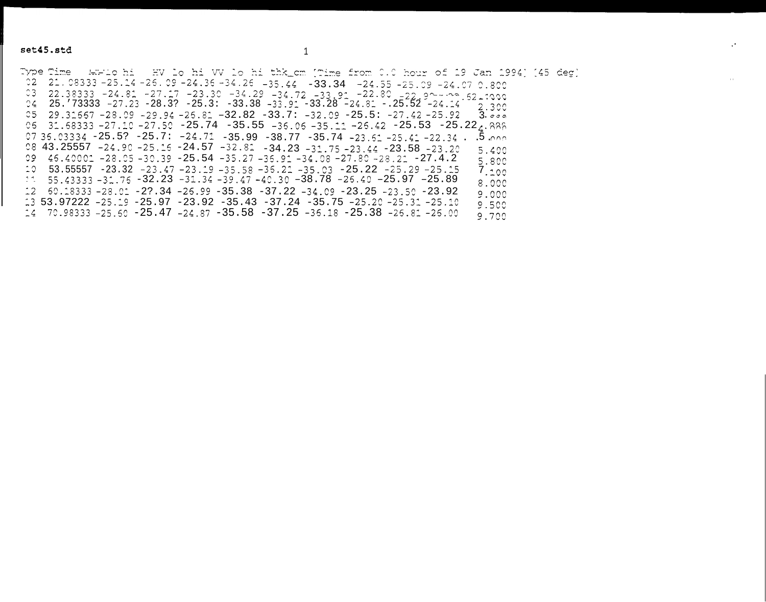**set45.std**

| Type | Time | HH lo | hi | HV lo | hi | VV lo | hi | thk_cm |
|---|---|---|---|---|---|---|---|---|
| 02 | 21.08333 | -25.14 | -26.09 | -24.36 | -34.26 | -35.44 | -33.34 | -24.55 | -25.09 | -24.07 | 0.800 |
| 03 | 22.38333 | -24.81 | -27.17 | -23.30 | -34.29 | -34.72 | -33.91 | -22.80 | -22.9~ | ~.62 | 1.000 |
| 04 | 25.'73333 | -27.23 | -28.3? | -25.3: | -33.38 | -33.91 | -33.28 | -24.81 | -.25.52 | -24.14 | 2.300 |
| 05 | 29.31667 | -28.09 | -29.94 | -26.81 | -32.82 | -33.7: | -32.09 | -25.5: | -27.42 | -25.92 | 3.000 |
| 06 | 31.68333 | -27.10 | -27.50 | -25.74 | -35.55 | -36.06 | -35.11 | -26.42 | -25.53 | -25.22 | 4.888 |
| 07 | 36.03334 | -25.5? | -25.7: | -24.71 | -35.99 | -38.77 | -35.74 | -23.61 | -25.41 | -22.34 | .5.000 |
| 08 | 43.25557 | -24.90 | -25.16 | -24.57 | -32.81 | -34.23 | -31.75 | -23.44 | -23.58 | -23.20 | 5.400 |
| 09 | 46.40001 | -28.05 | -30.39 | -25.54 | -35.27 | -36.91 | -34.08 | -27.80 | -28.21 | -27.4.2 | 5.800 |
| 10 | 53.55557 | -23.32 | -23.47 | -23.19 | -35.58 | -36.21 | -35.03 | -25.22 | -25.29 | -25.15 | 7.100 |
| 11 | 55.43333 | -31.76 | -32.23 | -31.34 | -39.47 | -40.30 | -38.78 | -26.40 | -25.97 | -25.89 | 8.000 |
| 12 | 60.18333 | -28.01 | -2?.34 | -26.99 | -35.38 | -37.22 | -34.09 | -23.25 | -23.50 | -23.92 | 9.000 |
| 13 | 53.97222 | -25.19 | -25.97 | -23.92 | -35.43 | -37.24 | -35.75 | -25.20 | -25.31 | -25.10 | 9.500 |
| 14 | 70.98333 | -25.60 | -25.47 | -24.87 | -35.58 | -37.25 | -36.18 | -25.38 | -26.81 | -26.00 | 9.700 |

[Time from 0.0 hour of 19 Jan 1994] [45 deg]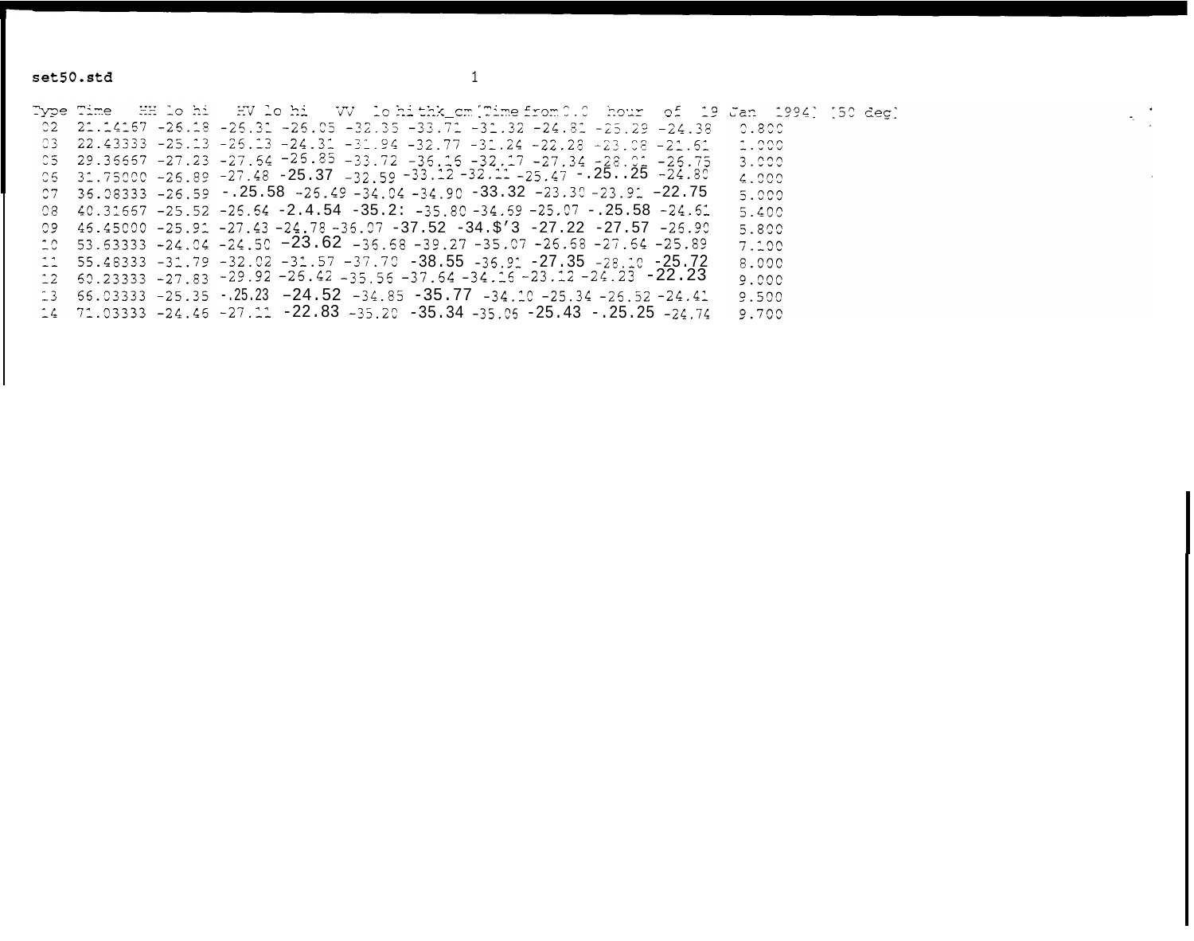**set50.std**

Type Time HH lo hi HV lo hi VV lo hi thk_cm [Time from 0.0 hour of 19 Jan 1994] [50 deg]

| Type | Time | HH | lo | hi | HV | lo | hi | VV | lo | hi | thk_cm |
|---|---|---|---|---|---|---|---|---|---|---|---|
| 02 | 21.14167 | -26.18 | -26.31 | -26.05 | -32.35 | -33.71 | -31.32 | -24.81 | -25.29 | -24.38 | 0.800 |
| 03 | 22.43333 | -25.13 | -26.13 | -24.31 | -31.94 | -32.77 | -31.24 | -22.28 | -23.08 | -21.61 | 1.000 |
| 05 | 29.36667 | -27.23 | -27.64 | -26.85 | -33.72 | -36.16 | -32.17 | -27.34 | -28.01 | -26.75 | 3.000 |
| 06 | 31.75000 | -26.89 | -27.48 | -25.37 | -32.59 | -33.12 | -32.11 | -25.47 | -.25..25 | -24.80 | 4.000 |
| 07 | 36.08333 | -26.59 | -.25.58 | -26.49 | -34.04 | -34.90 | -33.32 | -23.30 | -23.91 | -22.75 | 5.000 |
| 08 | 40.31667 | -25.52 | -26.64 | -2.4.54 | -35.2: | -35.80 | -34.69 | -25.07 | -.25.58 | -24.61 | 5.400 |
| 09 | 46.45000 | -25.91 | -27.43 | -24.78 | -36.07 | -37.52 | -34.$'3 | -27.22 | -27.57 | -26.90 | 5.800 |
| 10 | 53.63333 | -24.04 | -24.50 | -23.62 | -36.68 | -39.27 | -35.07 | -26.68 | -27.64 | -25.89 | 7.100 |
| 11 | 55.48333 | -31.79 | -32.02 | -31.57 | -37.70 | -38.55 | -36.91 | -27.35 | -28.10 | -25.72 | 8.000 |
| 12 | 60.23333 | -27.83 | -29.92 | -26.42 | -35.56 | -37.64 | -34.16 | -23.12 | -24.23 | -22.23 | 9.000 |
| 13 | 66.03333 | -25.35 | -.25.23 | -24.52 | -34.85 | -35.77 | -34.10 | -25.34 | -26.52 | -24.41 | 9.500 |
| 14 | 71.03333 | -24.46 | -27.11 | -22.83 | -35.20 | -35.34 | -35.06 | -25.43 | -.25.25 | -24.74 | 9.700 |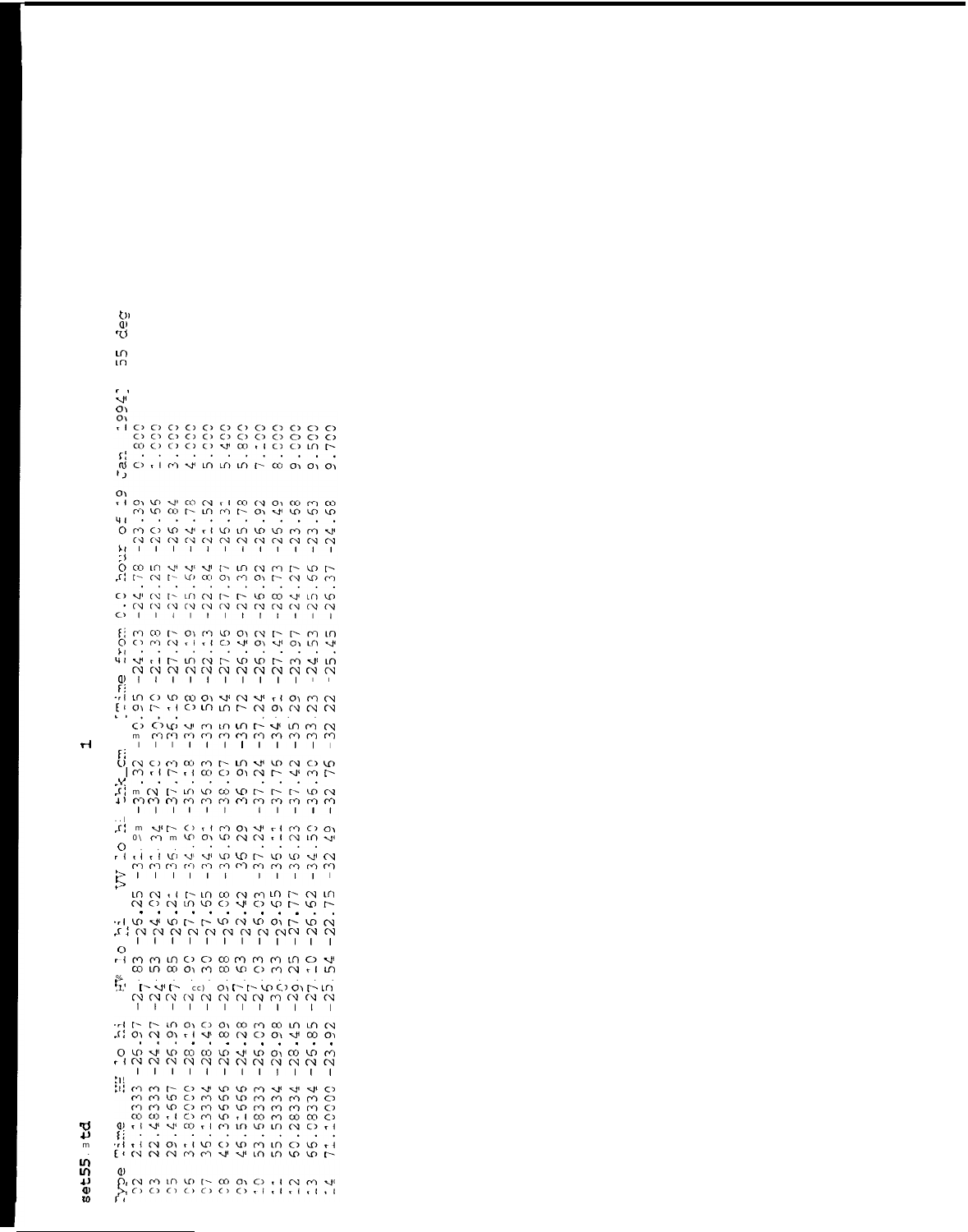set55.td

Time from 0.0 hour of 19 Jan 1994    55 deg

| Type | Time | EE | lo | hi | EW | lo | hi | VV | lo | hi | thk_cm |
|---|---|---|---|---|---|---|---|---|---|---|---|
| 02 | 21.8333 | -26.97 | -27.83 | -26.25 | -31.9? | -33.32 | -30.95 | -24.03 | -24.78 | -23.39 | 0.800 |
| 03 | 22.48333 | -24.27 | -24.53 | -24.02 | -31.34 | -32.10 | -30.70 | -21.38 | -22.25 | -20.55 | 1.000 |
| 05 | 29.41667 | -26.95 | -27.85 | -25.21 | -36.?7 | -37.73 | -36.16 | -27.27 | -27.74 | -26.84 | 3.000 |
| 06 | 31.80000 | -28.19 | -2?.90 | -27.57 | -34.50 | -35.18 | -34.08 | -25.19 | -25.64 | -24.78 | 4.000 |
| 07 | 36.13334 | -28.40 | -28.30 | -27.65 | -34.91 | -36.83 | -33.59 | -22.13 | -22.84 | -21.52 | 5.000 |
| 08 | 40.35666 | -25.89 | -29.88 | -25.08 | -36.63 | -38.07 | -35.54 | -27.06 | -27.97 | -26.31 | 5.400 |
| 09 | 46.51666 | -24.28 | -27.63 | -22.42 | -36.29 | -36.95 | -35.72 | -26.49 | -27.35 | -25.78 | 5.800 |
| 10 | 53.68333 | -26.03 | -26.03 | -26.03 | -37.24 | -37.24 | -37.24 | -26.92 | -26.92 | -26.92 | 7.100 |
| 11 | 55.53334 | -29.98 | -30.33 | -29.65 | -36.11 | -37.75 | -34.91 | -27.47 | -28.73 | -25.49 | 8.000 |
| 12 | 60.28334 | -28.45 | -29.25 | -27.77 | -36.23 | -37.42 | -35.29 | -23.97 | -24.27 | -23.68 | 9.000 |
| 13 | 66.08334 | -25.85 | -27.10 | -26.62 | -34.50 | -36.30 | -33.23 | -24.53 | -25.56 | -23.63 | 9.500 |
| 14 | 71.10000 | -23.92 | -25.54 | -22.75 | -32.49 | -32.76 | -32.22 | -25.45 | -26.37 | -24.68 | 9.700 |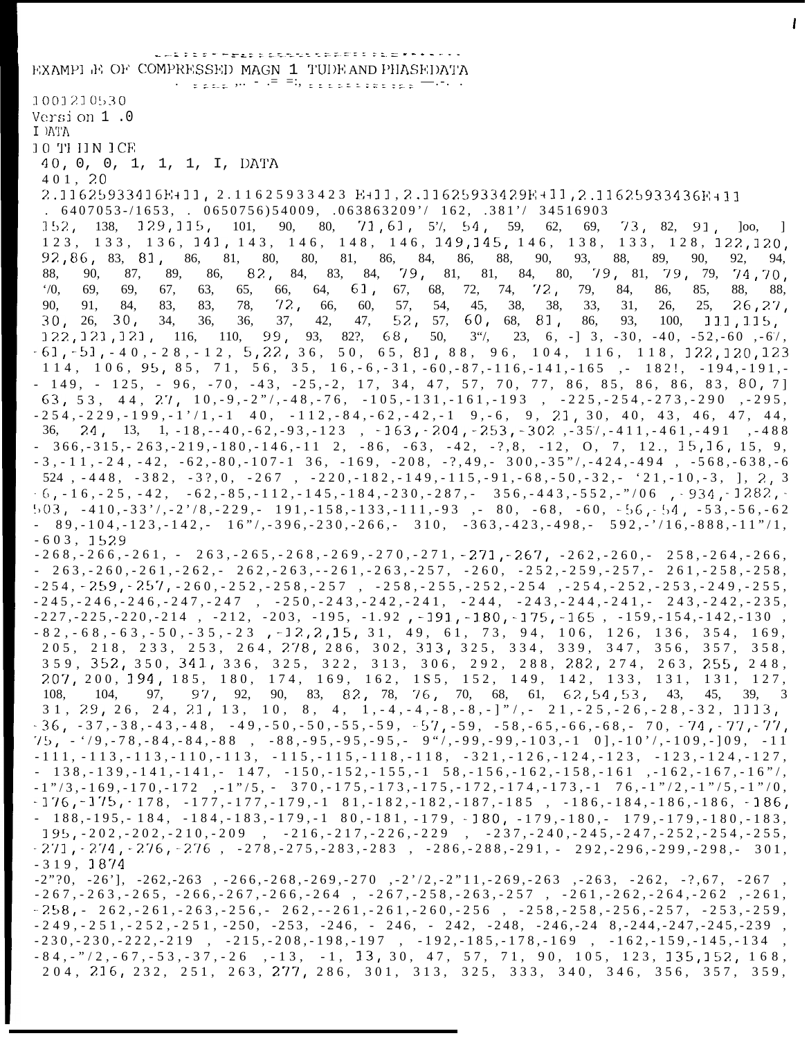# EXAMPLE OF COMPRESSED MAGNITUDE AND PHASE DATA

```
1001210530
Version 1.0
IDATA
10 THINCE
 40, 0, 0, 1, 1, 1, I, DATA
 401, 20
 2.11625933416E+11, 2.11625933423 E+11, 2.11625933429E+11, 2.11625933436E+11
 . 6407053-/1653, . 0650756)54009, .063863209'/ 162, .381'/ 34516903
 152, 138, 129,115, 101, 90, 80, 71,61, 5'/, 54, 59, 62, 69, 73, 82, 91, ]oo, ]
 123, 133, 136, 141, 143, 146, 148, 146, 149,145, 146, 138, 133, 128, 122,120,
 92,86, 83, 81, 86, 81, 80, 80, 81, 86, 84, 86, 88, 90, 93, 88, 89, 90, 92, 94,
 88, 90, 87, 89, 86, 82, 84, 83, 84, 79, 81, 81, 84, 80, 79, 81, 79, 79, 74,70,
 '/0, 69, 69, 67, 63, 65, 66, 64, 61, 67, 68, 72, 74, 72, 79, 84, 86, 85, 88, 88,
 90, 91, 84, 83, 83, 78, 72, 66, 60, 57, 54, 45, 38, 38, 33, 31, 26, 25, 26,27,
 30, 26, 30, 34, 36, 36, 37, 42, 47, 52, 57, 60, 68, 81, 86, 93, 100, 111,115,
 122,121,121, 116, 110, 99, 93, 82?, 68, 50, 3"/, 23, 6, -1 3, -30, -40, -52,-60 ,-6/,
 -61,-51,-40,-28,-12, 5,22, 36, 50, 65, 81, 88, 96, 104, 116, 118, 122,120,123
 114, 106, 95, 85, 71, 56, 35, 16,-6,-31,-60,-87,-116,-141,-165 ,- 182!, -194,-191,-
 - 149, - 125, - 96, -70, -43, -25,-2, 17, 34, 47, 57, 70, 77, 86, 85, 86, 86, 83, 80, 71
 63, 53, 44, 27, 10,-9,-2"/,-48,-76, -105,-131,-161,-193 , -225,-254,-273,-290 ,-295,
 -254,-229,-199,-1'/1,-1 40, -112,-84,-62,-42,-1 9,-6, 9, 21, 30, 40, 43, 46, 47, 44,
 36, 24, 13, 1,-18,--40,-62,-93,-123 , -163,-204,-253,-302 ,-35/,-411,-461,-491 ,-488
 - 366,-315,-263,-219,-180,-146,-11 2, -86, -63, -42, -?,8, -12, O, 7, 12., 15,16, 15, 9,
 -3,-11,-24,-42, -62,-80,-107-1 36, -169, -208, -?,49,- 300,-35"/,-424,-494 , -568,-638,-6
 524 ,-448, -382, -3?,0, -267 , -220,-182,-149,-115,-91,-68,-50,-32,- '21,-10,-3, ], 2, 3
 -6,-16,-25,-42, -62,-85,-112,-145,-184,-230,-287,- 356,-443,-552,-"/06 ,-934,-1282,-
 503, -410,-33'/,-2'/8,-229,- 191,-158,-133,-111,-93 ,- 80, -68, -60, -56,-54, -53,-56,-62
 - 89,-104,-123,-142,- 16"/,-396,-230,-266,- 310, -363,-423,-498,- 592,-'/16,-888,-11"/1,
 -603, 1529
 -268,-266,-261, - 263,-265,-268,-269,-270,-271,-271,-267, -262,-260,- 258,-264,-266,
 - 263,-260,-261,-262,- 262,-263,--261,-263,-257, -260, -252,-259,-257,- 261,-258,-258,
 -254,-259,-257,-260,-252,-258,-257 , -258,-255,-252,-254 ,-254,-252,-253,-249,-255,
 -245,-246,-246,-247,-247 , -250,-243,-242,-241, -244, -243,-244,-241,- 243,-242,-235,
 -227,-225,-220,-214 , -212, -203, -195, -1.92 ,-191,-180,-175,-165 , -159,-154,-142,-130 ,
 -82,-68,-63,-50,-35,-23 ,-12,2,15, 31, 49, 61, 73, 94, 106, 126, 136, 354, 169,
 205, 218, 233, 253, 264, 278, 286, 302, 313, 325, 334, 339, 347, 356, 357, 358,
 359, 352, 350, 341, 336, 325, 322, 313, 306, 292, 288, 282, 274, 263, 255, 248,
 207, 200, 194, 185, 180, 174, 169, 162, 1S5, 152, 149, 142, 133, 131, 131, 127,
 108, 104, 97, 97, 92, 90, 83, 82, 78, 76, 70, 68, 61, 62,54,53, 43, 45, 39, 3
 31, 29, 26, 24, 21, 13, 10, 8, 4, 1,-4,-4,-8,-8,-]"/,- 21,-25,-26,-28,-32, 1113,
 -36, -37,-38,-43,-48, -49,-50,-50,-55,-59, -57,-59, -58,-65,-66,-68,- 70, -74,-77,-77,
 75, -'/9,-78,-84,-84,-88 , -88,-95,-95,-95,- 9"/,-99,-99,-103,-1 0],-10'/,-109,-]09, -11
 -111,-113,-113,-110,-113, -115,-115,-118,-118, -321,-126,-124,-123, -123,-124,-127,
 - 138,-139,-141,-141,- 147, -150,-152,-155,-1 58,-156,-162,-158,-161 ,-162,-167,-16"/,
 -1"/3,-169,-170,-172 ,-1"/5,- 370,-175,-173,-175,-172,-174,-173,-1 76,-1"/2,-1"/5,-1"/0,
 -176,-175,-178, -177,-177,-179,-1 81,-182,-182,-187,-185 , -186,-184,-186,-186, -186,
 - 188,-195,-184, -184,-183,-179,-1 80,-181,-179, -180, -179,-180,- 179,-179,-180,-183,
 195,-202,-202,-210,-209 , -216,-217,-226,-229 , -237,-240,-245,-247,-252,-254,-255,
 -271,-274,-276,-276 , -278,-275,-283,-283 , -286,-288,-291,- 292,-296,-299,-298,- 301,
 -319, 1874
 -2"?0, -26'], -262,-263 , -266,-268,-269,-270 ,-2'/2,-2"11,-269,-263 ,-263, -262, -?,67, -267 ,
 -267,-263,-265, -266,-267,-266,-264 , -267,-258,-263,-257 , -261,-262,-264,-262 ,-261,
 -258,- 262,-261,-263,-256,- 262,--261,-261,-260,-256 , -258,-258,-256,-257, -253,-259,
 -249,-251,-252,-251,-250, -253, -246, - 246, - 242, -248, -246,-24 8,-244,-247,-245,-239 ,
 -230,-230,-222,-219 , -215,-208,-198,-197 , -192,-185,-178,-169 , -162,-159,-145,-134 ,
 -84,-"/2,-67,-53,-37,-26 ,-13, -1, 13, 30, 47, 57, 71, 90, 105, 123, 135,152, 168,
 204, 216, 232, 251, 263, 277, 286, 301, 313, 325, 333, 340, 346, 356, 357, 359,
```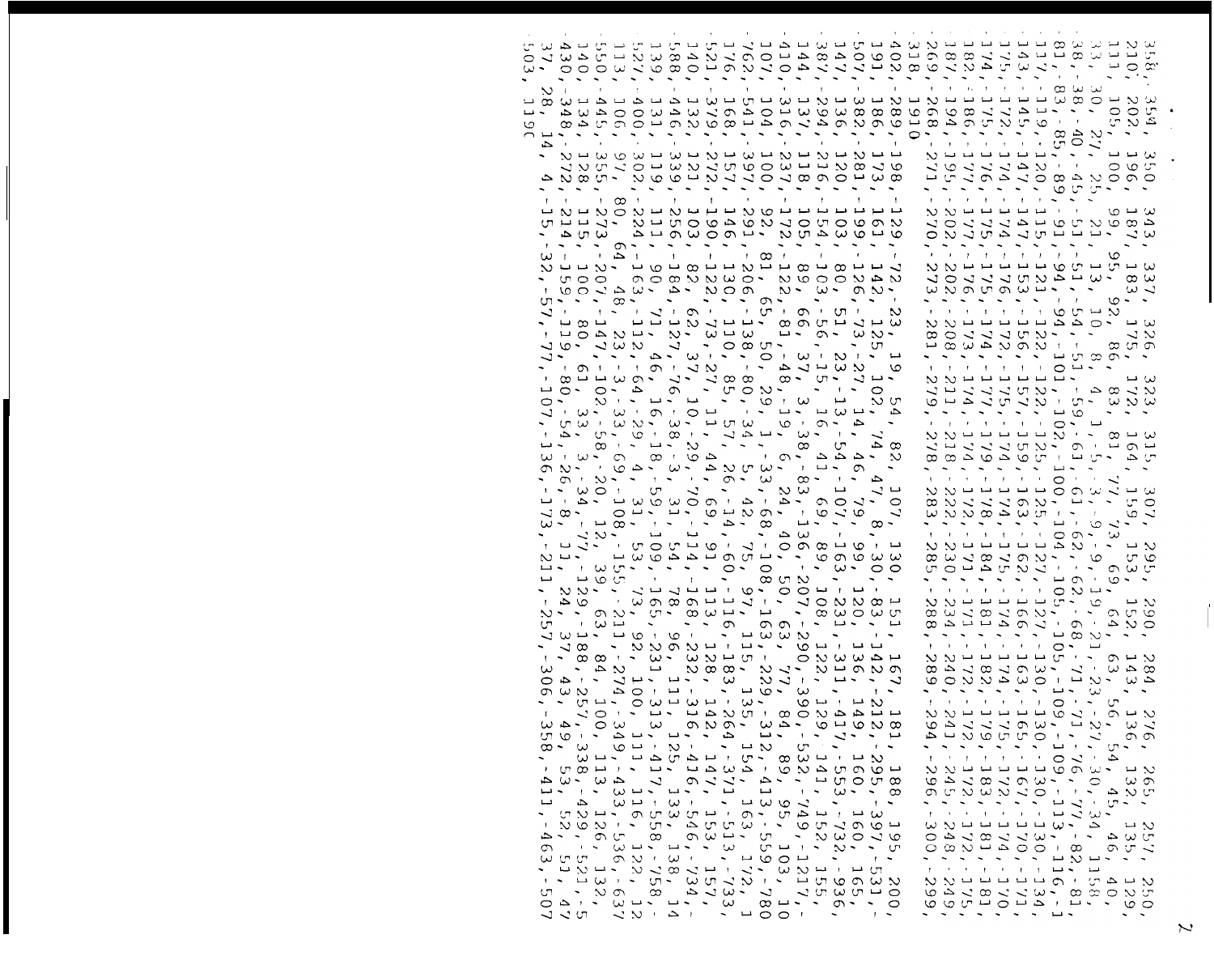358, 354, 350, 343, 337, 326, 323, 315, 307, 295, 290, 284, 276, 265, 257, 250,
210, 202, 196, 187, 183, 175, 172, 164, 159, 153, 152, 143, 136, 132, 135, 129,
111, 105, 100, 99, 95, 92, 86, 83, 81, 77, 73, 69, 64, 63, 56, 54, 45, 46, 40,
33, 30, 27, 25, 21, 13, 10, 8, 4, 1, -5, -3, -9, -9, -19, -21, -23, -27, -30, -34, 1158,
38, -38, -40, -45, -51, -51, -54, -51, -59, -61, -61, -62, -62, -68, -71, -71, -76, -77, -82, -81,
81, -83, -85, -89, -91, -94, -94, -101, -102, -100, -104, -105, -105, -109, -109, -113, -116, -1
117, -119, -120, -115, -121, -122, -122, -125, -125, -127, -127, -130, -130, -130, -130, -134,
143, -145, -147, -147, -153, -156, -157, -159, -163, -162, -166, -163, -165, -167, -170, -171,
175, -172, -174, -174, -176, -172, -175, -174, -174, -175, -174, -174, -175, -172, -174, -170,
174, -175, -176, -175, -175, -174, -177, -179, -178, -184, -181, -182, -179, -183, -181, -181,
182, -186, -177, -177, -176, -173, -174, -174, -172, -171, -171, -172, -172, -172, -172, -175,
187, -194, -195, -202, -202, -208, -211, -218, -222, -230, -234, -240, -241, -245, -248, -249,
269, -268, -271, -270, -273, -281, -279, -278, -283, -285, -288, -289, -294, -296, -300, -299,
318, 1910
402, -289, -198, -129, -72, -23, 19, 54, 82, 107, 130, 151, 167, 181, 188, 195, 200,
191, 186, 173, 161, 142, 125, 102, 74, 47, 8, -30, -83, -142, -212, -295, -397, -531, -
507, -382, -281, -199, -126, -73, -27, 14, 46, 79, 99, 120, 136, 149, 160, 160, 165,
147, 136, 120, 103, 80, 51, 23, -13, -54, -107, -163, -231, -311, -417, -553, -732, -936,
387, -294, -216, -154, -103, -56, -15, 16, 41, 69, 89, 108, 122, 129, 141, 152, 155,
144, 137, 118, 105, 89, 66, 37, 3, -38, -83, -136, -207, -290, -390, -532, -749, -1217, -
410, -316, -237, -172, -122, -81, -48, -19, 6, 24, 40, 50, 63, 77, 84, 89, 95, 103, 10
107, 104, 100, 92, 81, 65, 50, 29, 1, -33, -68, -108, -163, -229, -312, -413, -559, -780
762, -541, -397, -291, -206, -138, -80, -34, 5, 42, 75, 97, 115, 135, 154, 163, 172, 1
176, 168, 157, 146, 130, 110, 85, 57, 26, -14, -60, -116, -183, -264, -371, -513, -733,
521, -379, -272, -190, -122, -73, -27, 11, 44, 69, 91, 113, 128, 142, 147, 153, 157,
140, 132, 121, 103, 82, 62, 37, 10, -29, -70, -114, -168, -232, -316, -416, -546, -734, -
588, -446, -339, -256, -184, -127, -76, -38, -3, 31, 54, 78, 96, 111, 125, 133, 138, 14
139, 131, 119, 111, 90, 71, 46, 16, -18, -59, -109, -165, -231, -313, -417, -558, -758, -
527, -400, -302, -224, -163, -112, -64, -29, 4, 31, 53, 73, 92, 100, 111, 116, 122, 12
113, 106, 97, 80, 64, 48, 23, -3, -33, -69, -108, -155, -211, -274, -349, -433, -536, -637
550, -445, -355, -273, -207, -147, -102, -58, -20, 12, 39, 63, 84, 100, 113, 126, 132,
140, 134, 128, 115, 100, 80, 61, 33, 3, -34, -77, -129, -188, -257, -338, -429, -521, -5
430, -348, -272, -214, -159, -119, -80, -54, -26, -8, 11, 24, 37, 43, 49, 53, 52, 51, 47
37, 28, 14, 4, -15, -32, -57, -77, -107, -136, -173, -211, -257, -306, -358, -411, -463, -507
503, 1190